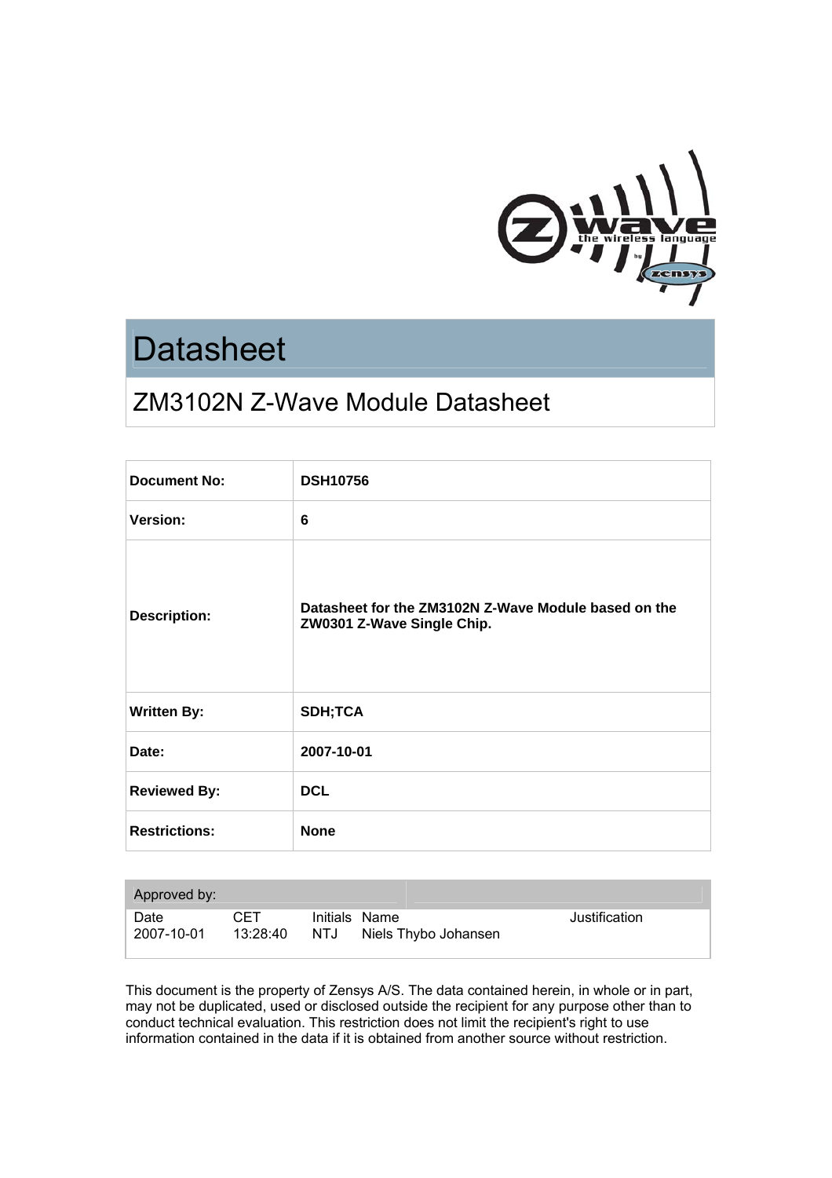# Datasheet

## ZM3102N Z-Wave Module Datasheet

| | |
|---|---|
| **Document No:** | **DSH10756** |
| **Version:** | **6** |
| **Description:** | **Datasheet for the ZM3102N Z-Wave Module based on the ZW0301 Z-Wave Single Chip.** |
| **Written By:** | **SDH;TCA** |
| **Date:** | **2007-10-01** |
| **Reviewed By:** | **DCL** |
| **Restrictions:** | **None** |

| Approved by: | | | | |
|---|---|---|---|---|
| Date | CET | Initials | Name | Justification |
| 2007-10-01 | 13:28:40 | NTJ | Niels Thybo Johansen | |

This document is the property of Zensys A/S. The data contained herein, in whole or in part, may not be duplicated, used or disclosed outside the recipient for any purpose other than to conduct technical evaluation. This restriction does not limit the recipient's right to use information contained in the data if it is obtained from another source without restriction.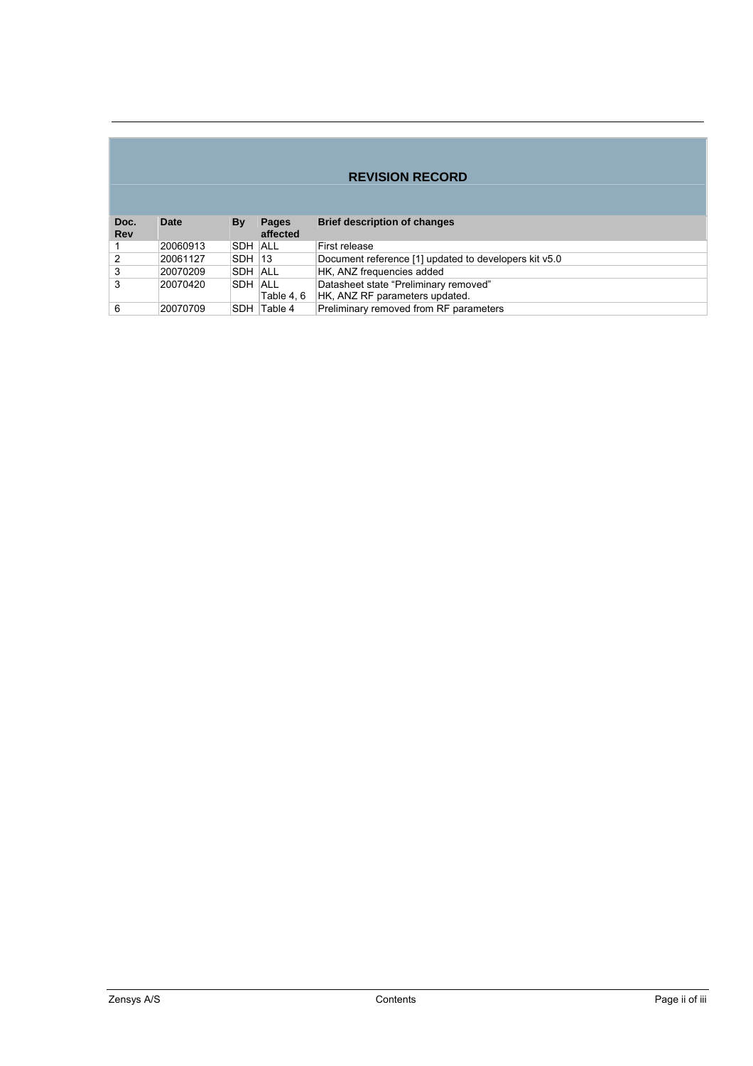## REVISION RECORD

| Doc. Rev | Date | By | Pages affected | Brief description of changes |
|---|---|---|---|---|
| 1 | 20060913 | SDH | ALL | First release |
| 2 | 20061127 | SDH | 13 | Document reference [1] updated to developers kit v5.0 |
| 3 | 20070209 | SDH | ALL | HK, ANZ frequencies added |
| 3 | 20070420 | SDH | ALL<br>Table 4, 6 | Datasheet state "Preliminary removed"<br>HK, ANZ RF parameters updated. |
| 6 | 20070709 | SDH | Table 4 | Preliminary removed from RF parameters |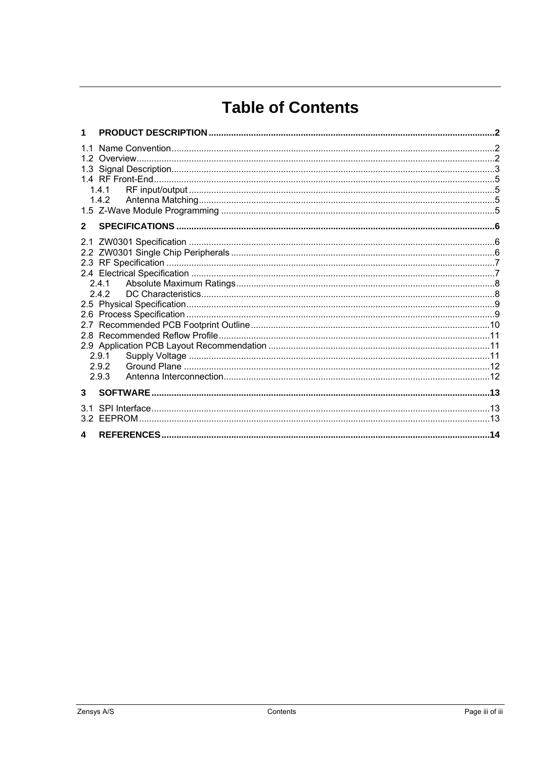# Table of Contents

**1 PRODUCT DESCRIPTION ........................................................ 2**

1.1 Name Convention ........................................................ 2
1.2 Overview ........................................................ 2
1.3 Signal Description ........................................................ 3
1.4 RF Front-End ........................................................ 5
- 1.4.1 RF input/output ........................................................ 5
- 1.4.2 Antenna Matching ........................................................ 5

1.5 Z-Wave Module Programming ........................................................ 5

**2 SPECIFICATIONS ........................................................ 6**

2.1 ZW0301 Specification ........................................................ 6
2.2 ZW0301 Single Chip Peripherals ........................................................ 6
2.3 RF Specification ........................................................ 7
2.4 Electrical Specification ........................................................ 7
- 2.4.1 Absolute Maximum Ratings ........................................................ 8
- 2.4.2 DC Characteristics ........................................................ 8

2.5 Physical Specification ........................................................ 9
2.6 Process Specification ........................................................ 9
2.7 Recommended PCB Footprint Outline ........................................................ 10
2.8 Recommended Reflow Profile ........................................................ 11
2.9 Application PCB Layout Recommendation ........................................................ 11
- 2.9.1 Supply Voltage ........................................................ 11
- 2.9.2 Ground Plane ........................................................ 12
- 2.9.3 Antenna Interconnection ........................................................ 12

**3 SOFTWARE ........................................................ 13**

3.1 SPI Interface ........................................................ 13
3.2 EEPROM ........................................................ 13

**4 REFERENCES ........................................................ 14**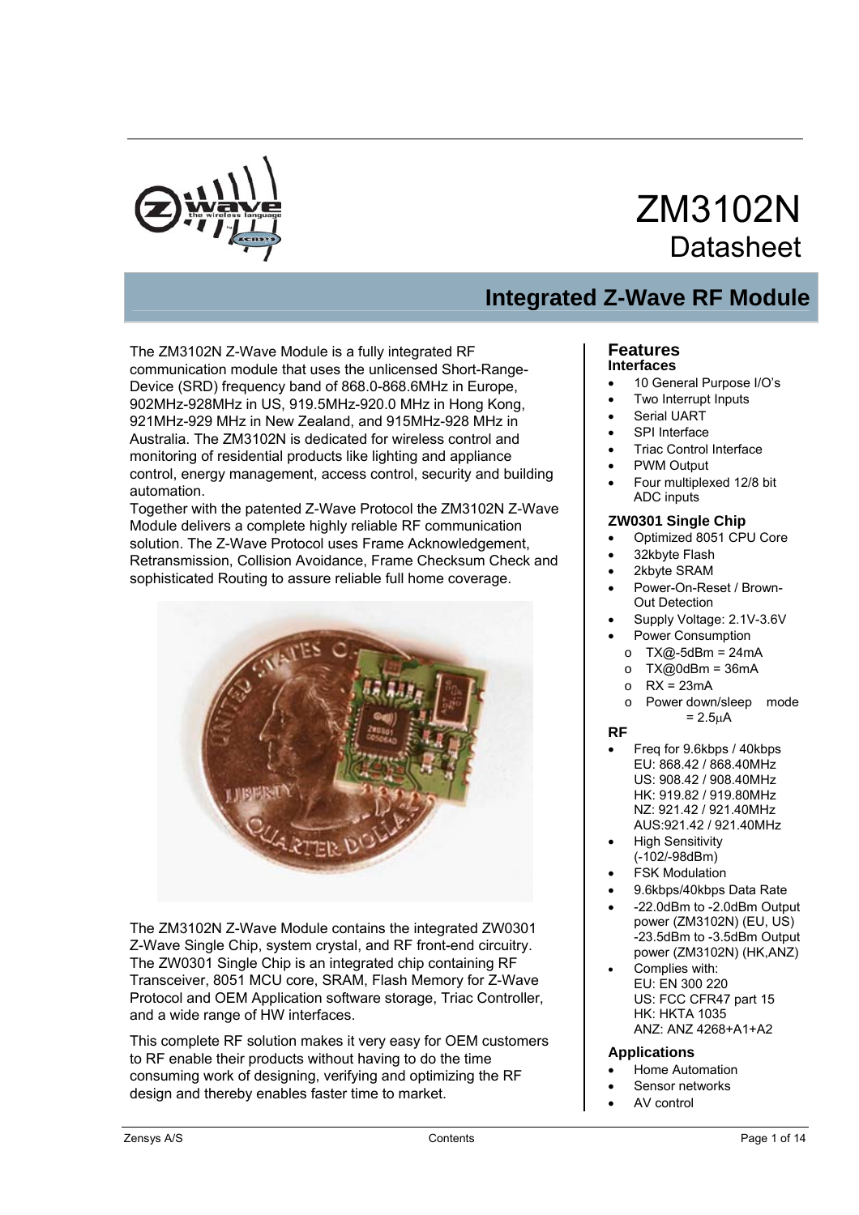# ZM3102N

## Datasheet

## Integrated Z-Wave RF Module

The ZM3102N Z-Wave Module is a fully integrated RF communication module that uses the unlicensed Short-Range-Device (SRD) frequency band of 868.0-868.6MHz in Europe, 902MHz-928MHz in US, 919.5MHz-920.0 MHz in Hong Kong, 921MHz-929 MHz in New Zealand, and 915MHz-928 MHz in Australia. The ZM3102N is dedicated for wireless control and monitoring of residential products like lighting and appliance control, energy management, access control, security and building automation.

Together with the patented Z-Wave Protocol the ZM3102N Z-Wave Module delivers a complete highly reliable RF communication solution. The Z-Wave Protocol uses Frame Acknowledgement, Retransmission, Collision Avoidance, Frame Checksum Check and sophisticated Routing to assure reliable full home coverage.

The ZM3102N Z-Wave Module contains the integrated ZW0301 Z-Wave Single Chip, system crystal, and RF front-end circuitry. The ZW0301 Single Chip is an integrated chip containing RF Transceiver, 8051 MCU core, SRAM, Flash Memory for Z-Wave Protocol and OEM Application software storage, Triac Controller, and a wide range of HW interfaces.

This complete RF solution makes it very easy for OEM customers to RF enable their products without having to do the time consuming work of designing, verifying and optimizing the RF design and thereby enables faster time to market.

### Features

#### Interfaces

- 10 General Purpose I/O's
- Two Interrupt Inputs
- Serial UART
- SPI Interface
- Triac Control Interface
- PWM Output
- Four multiplexed 12/8 bit ADC inputs

#### ZW0301 Single Chip

- Optimized 8051 CPU Core
- 32kbyte Flash
- 2kbyte SRAM
- Power-On-Reset / Brown-Out Detection
- Supply Voltage: 2.1V-3.6V
- Power Consumption
  - TX@-5dBm = 24mA
  - TX@0dBm = 36mA
  - RX = 23mA
  - Power down/sleep mode = 2.5µA

#### RF

- Freq for 9.6kbps / 40kbps
  EU: 868.42 / 868.40MHz
  US: 908.42 / 908.40MHz
  HK: 919.82 / 919.80MHz
  NZ: 921.42 / 921.40MHz
  AUS:921.42 / 921.40MHz
- High Sensitivity (-102/-98dBm)
- FSK Modulation
- 9.6kbps/40kbps Data Rate
- -22.0dBm to -2.0dBm Output power (ZM3102N) (EU, US)
  -23.5dBm to -3.5dBm Output power (ZM3102N) (HK,ANZ)
- Complies with:
  EU: EN 300 220
  US: FCC CFR47 part 15
  HK: HKTA 1035
  ANZ: ANZ 4268+A1+A2

#### Applications

- Home Automation
- Sensor networks
- AV control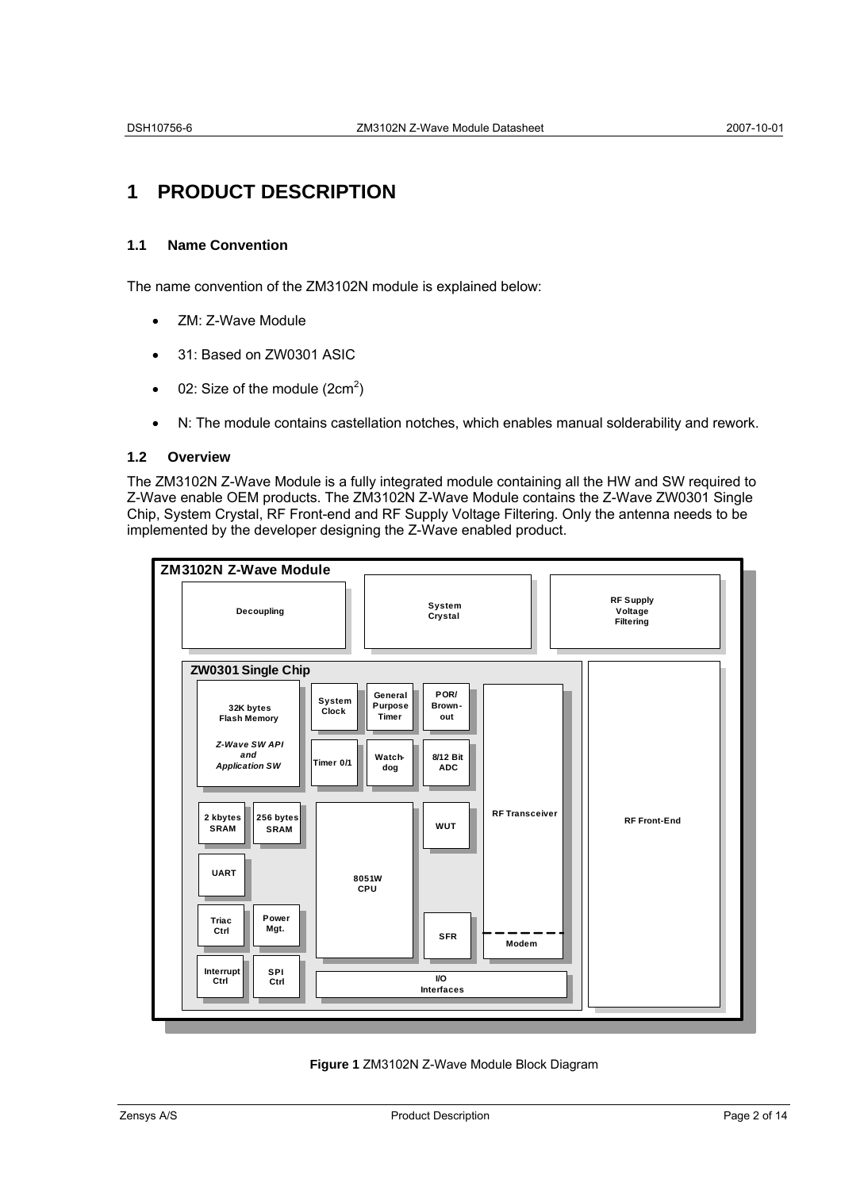# 1 PRODUCT DESCRIPTION

### 1.1 Name Convention

The name convention of the ZM3102N module is explained below:

- ZM: Z-Wave Module
- 31: Based on ZW0301 ASIC
- 02: Size of the module ($2cm^2$)
- N: The module contains castellation notches, which enables manual solderability and rework.

### 1.2 Overview

The ZM3102N Z-Wave Module is a fully integrated module containing all the HW and SW required to Z-Wave enable OEM products. The ZM3102N Z-Wave Module contains the Z-Wave ZW0301 Single Chip, System Crystal, RF Front-end and RF Supply Voltage Filtering. Only the antenna needs to be implemented by the developer designing the Z-Wave enabled product.

ZM3102N Z-Wave Module

Decoupling | System Crystal | RF Supply Voltage Filtering

ZW0301 Single Chip

32K bytes Flash Memory

*Z-Wave SW API and Application SW*

System Clock | General Purpose Timer | POR/ Brown-out

Timer 0/1 | Watch-dog | 8/12 Bit ADC

2 kbytes SRAM | 256 bytes SRAM | 8051W CPU | WUT | RF Transceiver | RF Front-End

UART

Triac Ctrl | Power Mgt. | SFR | Modem

Interrupt Ctrl | SPI Ctrl | I/O Interfaces

**Figure 1** ZM3102N Z-Wave Module Block Diagram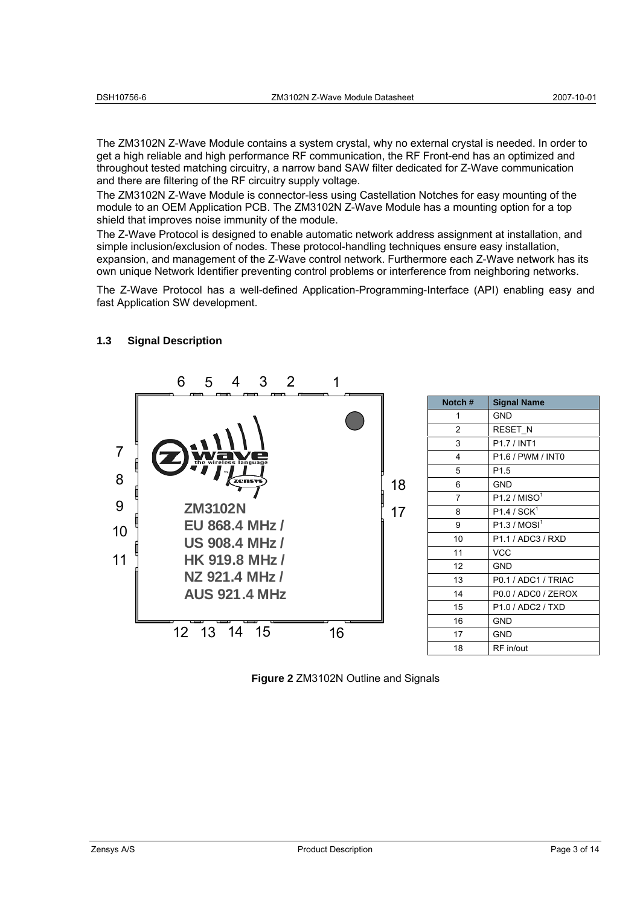The ZM3102N Z-Wave Module contains a system crystal, why no external crystal is needed. In order to get a high reliable and high performance RF communication, the RF Front-end has an optimized and throughout tested matching circuitry, a narrow band SAW filter dedicated for Z-Wave communication and there are filtering of the RF circuitry supply voltage.

The ZM3102N Z-Wave Module is connector-less using Castellation Notches for easy mounting of the module to an OEM Application PCB. The ZM3102N Z-Wave Module has a mounting option for a top shield that improves noise immunity of the module.

The Z-Wave Protocol is designed to enable automatic network address assignment at installation, and simple inclusion/exclusion of nodes. These protocol-handling techniques ensure easy installation, expansion, and management of the Z-Wave control network. Furthermore each Z-Wave network has its own unique Network Identifier preventing control problems or interference from neighboring networks.

The Z-Wave Protocol has a well-defined Application-Programming-Interface (API) enabling easy and fast Application SW development.

### 1.3 Signal Description

| Notch # | Signal Name |
|---|---|
| 1 | GND |
| 2 | RESET_N |
| 3 | P1.7 / INT1 |
| 4 | P1.6 / PWM / INT0 |
| 5 | P1.5 |
| 6 | GND |
| 7 | P1.2 / MISO[1] |
| 8 | P1.4 / SCK[1] |
| 9 | P1.3 / MOSI[1] |
| 10 | P1.1 / ADC3 / RXD |
| 11 | VCC |
| 12 | GND |
| 13 | P0.1 / ADC1 / TRIAC |
| 14 | P0.0 / ADC0 / ZEROX |
| 15 | P1.0 / ADC2 / TXD |
| 16 | GND |
| 17 | GND |
| 18 | RF in/out |

**Figure 2** ZM3102N Outline and Signals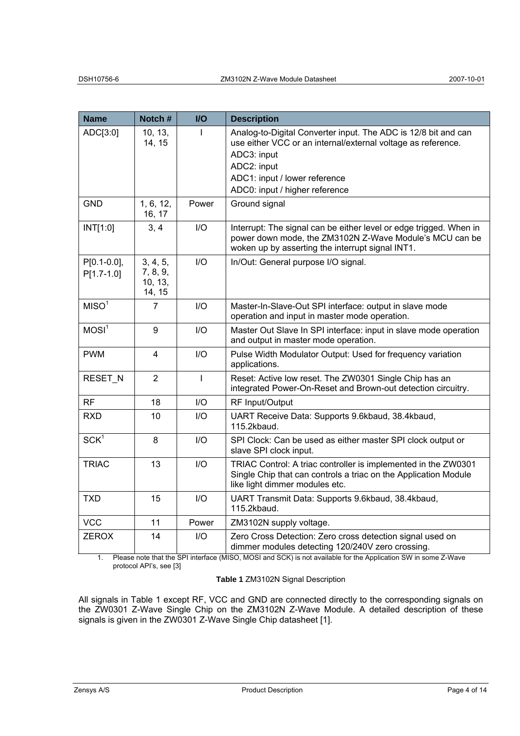| Name | Notch # | I/O | Description |
|---|---|---|---|
| ADC[3:0] | 10, 13, 14, 15 | I | Analog-to-Digital Converter input. The ADC is 12/8 bit and can use either VCC or an internal/external voltage as reference.<br>ADC3: input<br>ADC2: input<br>ADC1: input / lower reference<br>ADC0: input / higher reference |
| GND | 1, 6, 12, 16, 17 | Power | Ground signal |
| INT[1:0] | 3, 4 | I/O | Interrupt: The signal can be either level or edge trigged. When in power down mode, the ZM3102N Z-Wave Module's MCU can be woken up by asserting the interrupt signal INT1. |
| P[0.1-0.0], P[1.7-1.0] | 3, 4, 5, 7, 8, 9, 10, 13, 14, 15 | I/O | In/Out: General purpose I/O signal. |
| MISO[1] | 7 | I/O | Master-In-Slave-Out SPI interface: output in slave mode operation and input in master mode operation. |
| MOSI[1] | 9 | I/O | Master Out Slave In SPI interface: input in slave mode operation and output in master mode operation. |
| PWM | 4 | I/O | Pulse Width Modulator Output: Used for frequency variation applications. |
| RESET_N | 2 | I | Reset: Active low reset. The ZW0301 Single Chip has an integrated Power-On-Reset and Brown-out detection circuitry. |
| RF | 18 | I/O | RF Input/Output |
| RXD | 10 | I/O | UART Receive Data: Supports 9.6kbaud, 38.4kbaud, 115.2kbaud. |
| SCK[1] | 8 | I/O | SPI Clock: Can be used as either master SPI clock output or slave SPI clock input. |
| TRIAC | 13 | I/O | TRIAC Control: A triac controller is implemented in the ZW0301 Single Chip that can controls a triac on the Application Module like light dimmer modules etc. |
| TXD | 15 | I/O | UART Transmit Data: Supports 9.6kbaud, 38.4kbaud, 115.2kbaud. |
| VCC | 11 | Power | ZM3102N supply voltage. |
| ZEROX | 14 | I/O | Zero Cross Detection: Zero cross detection signal used on dimmer modules detecting 120/240V zero crossing. |

1. Please note that the SPI interface (MISO, MOSI and SCK) is not available for the Application SW in some Z-Wave protocol API's, see [3]

**Table 1** ZM3102N Signal Description

All signals in Table 1 except RF, VCC and GND are connected directly to the corresponding signals on the ZW0301 Z-Wave Single Chip on the ZM3102N Z-Wave Module. A detailed description of these signals is given in the ZW0301 Z-Wave Single Chip datasheet [1].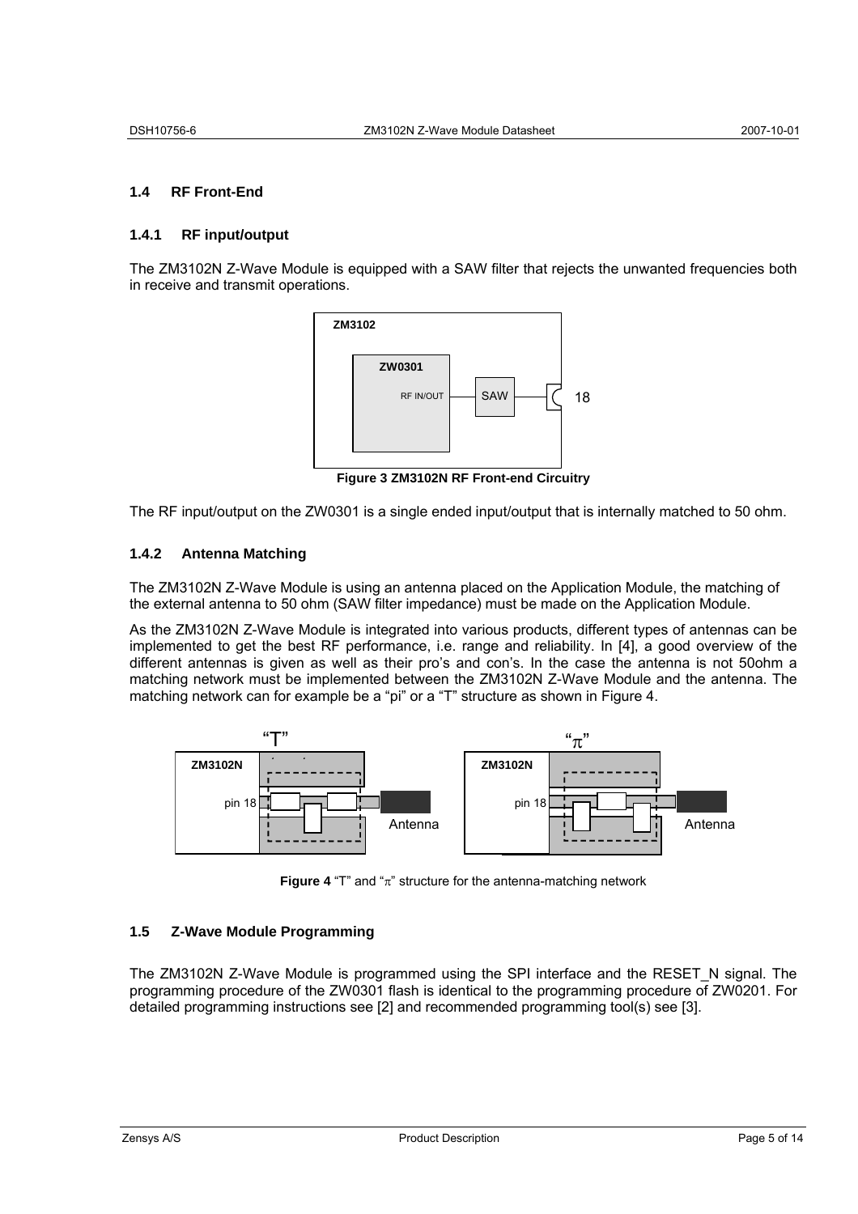### 1.4 RF Front-End

#### 1.4.1 RF input/output

The ZM3102N Z-Wave Module is equipped with a SAW filter that rejects the unwanted frequencies both in receive and transmit operations.

**Figure 3 ZM3102N RF Front-end Circuitry**

The RF input/output on the ZW0301 is a single ended input/output that is internally matched to 50 ohm.

#### 1.4.2 Antenna Matching

The ZM3102N Z-Wave Module is using an antenna placed on the Application Module, the matching of the external antenna to 50 ohm (SAW filter impedance) must be made on the Application Module.

As the ZM3102N Z-Wave Module is integrated into various products, different types of antennas can be implemented to get the best RF performance, i.e. range and reliability. In [4], a good overview of the different antennas is given as well as their pro's and con's. In the case the antenna is not 50ohm a matching network must be implemented between the ZM3102N Z-Wave Module and the antenna. The matching network can for example be a "pi" or a "T" structure as shown in Figure 4.

**Figure 4** "T" and "π" structure for the antenna-matching network

### 1.5 Z-Wave Module Programming

The ZM3102N Z-Wave Module is programmed using the SPI interface and the RESET_N signal. The programming procedure of the ZW0301 flash is identical to the programming procedure of ZW0201. For detailed programming instructions see [2] and recommended programming tool(s) see [3].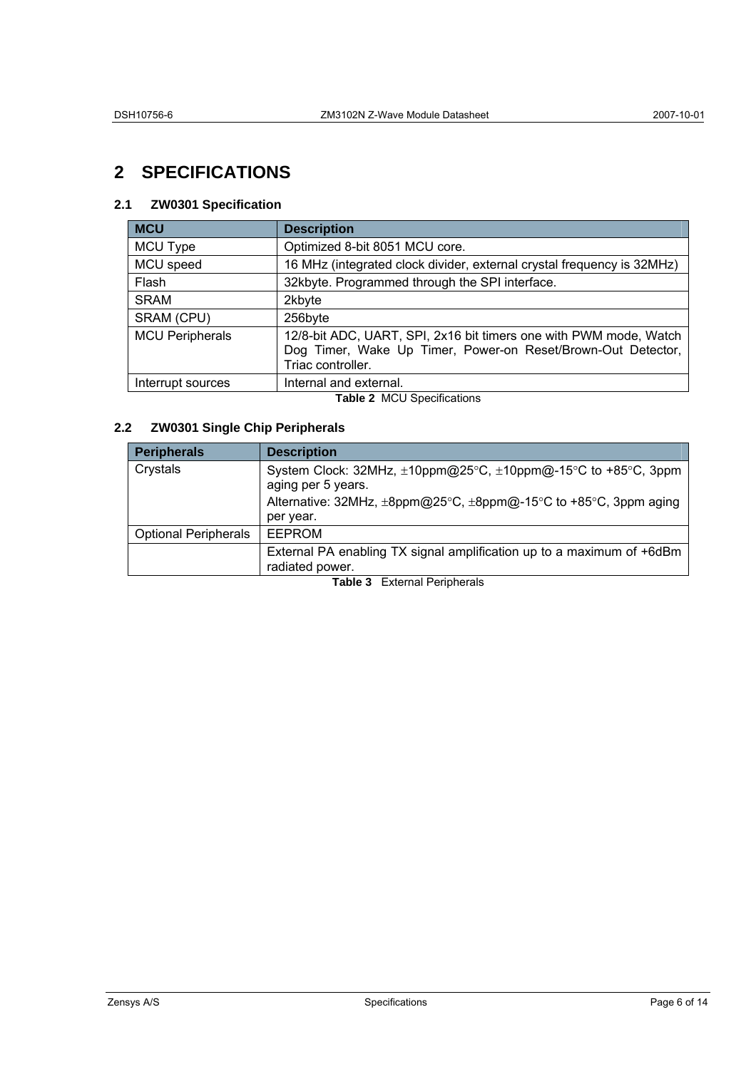# 2 SPECIFICATIONS

## 2.1 ZW0301 Specification

| MCU | Description |
|---|---|
| MCU Type | Optimized 8-bit 8051 MCU core. |
| MCU speed | 16 MHz (integrated clock divider, external crystal frequency is 32MHz) |
| Flash | 32kbyte. Programmed through the SPI interface. |
| SRAM | 2kbyte |
| SRAM (CPU) | 256byte |
| MCU Peripherals | 12/8-bit ADC, UART, SPI, 2x16 bit timers one with PWM mode, Watch Dog Timer, Wake Up Timer, Power-on Reset/Brown-Out Detector, Triac controller. |
| Interrupt sources | Internal and external. |

**Table 2** MCU Specifications

## 2.2 ZW0301 Single Chip Peripherals

| Peripherals | Description |
|---|---|
| Crystals | System Clock: 32MHz, ±10ppm@25°C, ±10ppm@-15°C to +85°C, 3ppm aging per 5 years.<br>Alternative: 32MHz, ±8ppm@25°C, ±8ppm@-15°C to +85°C, 3ppm aging per year. |
| Optional Peripherals | EEPROM |
| | External PA enabling TX signal amplification up to a maximum of +6dBm radiated power. |

**Table 3** External Peripherals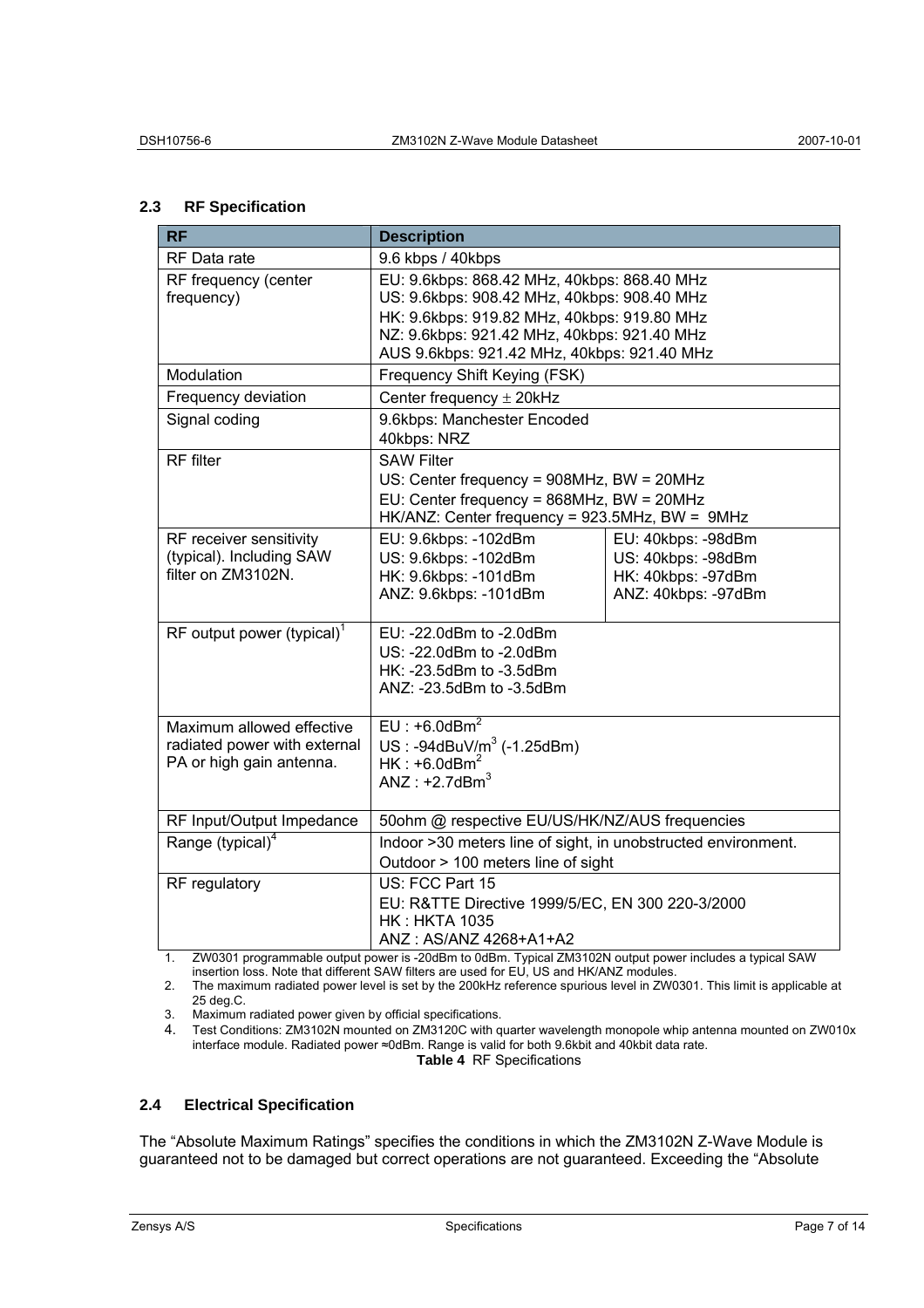## 2.3 RF Specification

| RF | Description | |
|---|---|---|
| RF Data rate | 9.6 kbps / 40kbps | |
| RF frequency (center frequency) | EU: 9.6kbps: 868.42 MHz, 40kbps: 868.40 MHz<br>US: 9.6kbps: 908.42 MHz, 40kbps: 908.40 MHz<br>HK: 9.6kbps: 919.82 MHz, 40kbps: 919.80 MHz<br>NZ: 9.6kbps: 921.42 MHz, 40kbps: 921.40 MHz<br>AUS 9.6kbps: 921.42 MHz, 40kbps: 921.40 MHz | |
| Modulation | Frequency Shift Keying (FSK) | |
| Frequency deviation | Center frequency $\pm$ 20kHz | |
| Signal coding | 9.6kbps: Manchester Encoded<br>40kbps: NRZ | |
| RF filter | SAW Filter<br>US: Center frequency = 908MHz, BW = 20MHz<br>EU: Center frequency = 868MHz, BW = 20MHz<br>HK/ANZ: Center frequency = 923.5MHz, BW = 9MHz | |
| RF receiver sensitivity (typical). Including SAW filter on ZM3102N. | EU: 9.6kbps: -102dBm<br>US: 9.6kbps: -102dBm<br>HK: 9.6kbps: -101dBm<br>ANZ: 9.6kbps: -101dBm | EU: 40kbps: -98dBm<br>US: 40kbps: -98dBm<br>HK: 40kbps: -97dBm<br>ANZ: 40kbps: -97dBm |
| RF output power (typical)[1] | EU: -22.0dBm to -2.0dBm<br>US: -22.0dBm to -2.0dBm<br>HK: -23.5dBm to -3.5dBm<br>ANZ: -23.5dBm to -3.5dBm | |
| Maximum allowed effective radiated power with external PA or high gain antenna. | EU : +6.0dBm[2]<br>US : -94dBuV/$m^3$ (-1.25dBm)<br>HK : +6.0dBm[2]<br>ANZ : +2.7dBm[3] | |
| RF Input/Output Impedance | 50ohm @ respective EU/US/HK/NZ/AUS frequencies | |
| Range (typical)[4] | Indoor >30 meters line of sight, in unobstructed environment.<br>Outdoor > 100 meters line of sight | |
| RF regulatory | US: FCC Part 15<br>EU: R&TTE Directive 1999/5/EC, EN 300 220-3/2000<br>HK : HKTA 1035<br>ANZ : AS/ANZ 4268+A1+A2 | |

1. ZW0301 programmable output power is -20dBm to 0dBm. Typical ZM3102N output power includes a typical SAW insertion loss. Note that different SAW filters are used for EU, US and HK/ANZ modules.
2. The maximum radiated power level is set by the 200kHz reference spurious level in ZW0301. This limit is applicable at 25 deg.C.
3. Maximum radiated power given by official specifications.
4. Test Conditions: ZM3102N mounted on ZM3120C with quarter wavelength monopole whip antenna mounted on ZW010x interface module. Radiated power ≈0dBm. Range is valid for both 9.6kbit and 40kbit data rate.

**Table 4** RF Specifications

## 2.4 Electrical Specification

The “Absolute Maximum Ratings” specifies the conditions in which the ZM3102N Z-Wave Module is guaranteed not to be damaged but correct operations are not guaranteed. Exceeding the “Absolute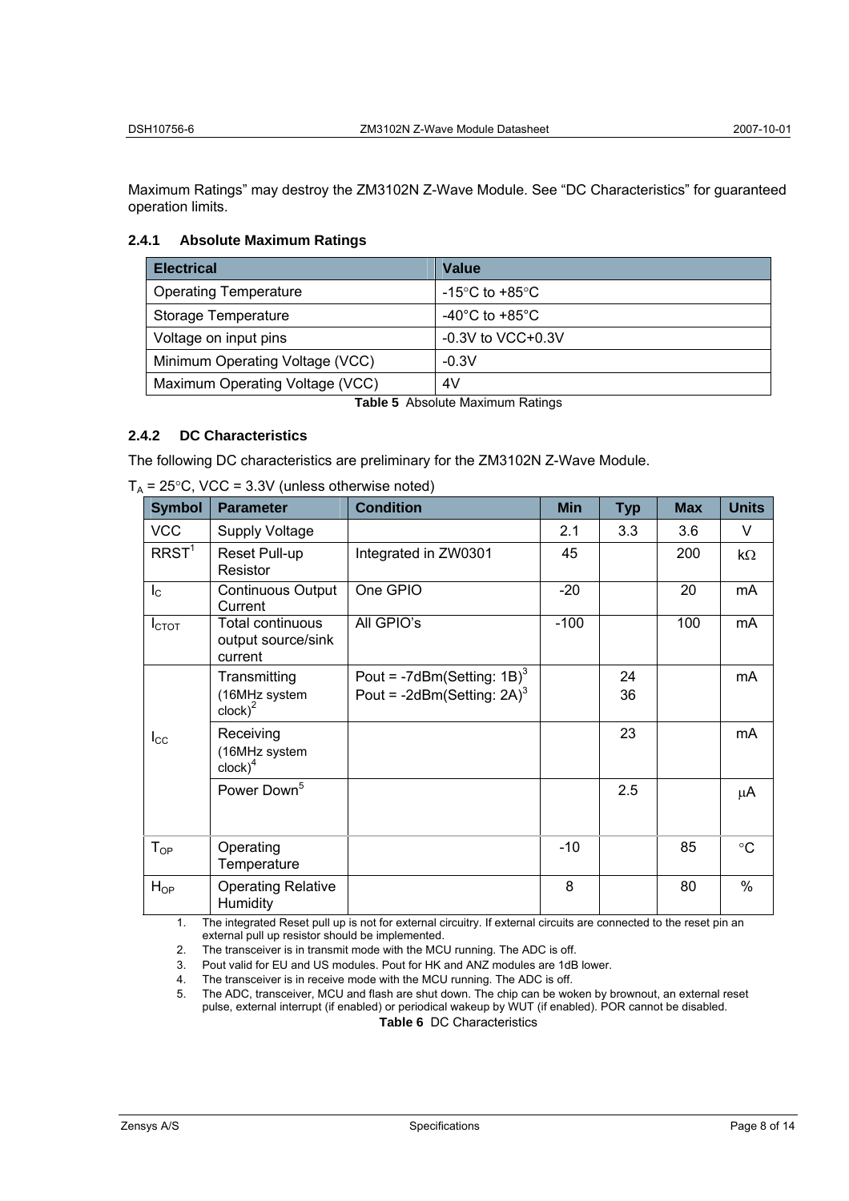Maximum Ratings" may destroy the ZM3102N Z-Wave Module. See "DC Characteristics" for guaranteed operation limits.

### 2.4.1 Absolute Maximum Ratings

| Electrical | Value |
|---|---|
| Operating Temperature | -15°C to +85°C |
| Storage Temperature | -40°C to +85°C |
| Voltage on input pins | -0.3V to VCC+0.3V |
| Minimum Operating Voltage (VCC) | -0.3V |
| Maximum Operating Voltage (VCC) | 4V |

**Table 5** Absolute Maximum Ratings

### 2.4.2 DC Characteristics

The following DC characteristics are preliminary for the ZM3102N Z-Wave Module.

$T_A$ = 25°C, VCC = 3.3V (unless otherwise noted)

| Symbol | Parameter | Condition | Min | Typ | Max | Units |
|---|---|---|---|---|---|---|
| VCC | Supply Voltage | | 2.1 | 3.3 | 3.6 | V |
| RRST[1] | Reset Pull-up Resistor | Integrated in ZW0301 | 45 | | 200 | kΩ |
| $I_C$ | Continuous Output Current | One GPIO | -20 | | 20 | mA |
| $I_{CTOT}$ | Total continuous output source/sink current | All GPIO's | -100 | | 100 | mA |
| $I_{CC}$ | Transmitting (16MHz system clock)[2] | Pout = -7dBm(Setting: 1B)[3]<br>Pout = -2dBm(Setting: 2A)[3] | | 24<br>36 | | mA |
| | Receiving (16MHz system clock)[4] | | | 23 | | mA |
| | Power Down[5] | | | 2.5 | | μA |
| $T_{OP}$ | Operating Temperature | | -10 | | 85 | °C |
| $H_{OP}$ | Operating Relative Humidity | | 8 | | 80 | % |

1. The integrated Reset pull up is not for external circuitry. If external circuits are connected to the reset pin an external pull up resistor should be implemented.
2. The transceiver is in transmit mode with the MCU running. The ADC is off.
3. Pout valid for EU and US modules. Pout for HK and ANZ modules are 1dB lower.
4. The transceiver is in receive mode with the MCU running. The ADC is off.
5. The ADC, transceiver, MCU and flash are shut down. The chip can be woken by brownout, an external reset pulse, external interrupt (if enabled) or periodical wakeup by WUT (if enabled). POR cannot be disabled.

**Table 6** DC Characteristics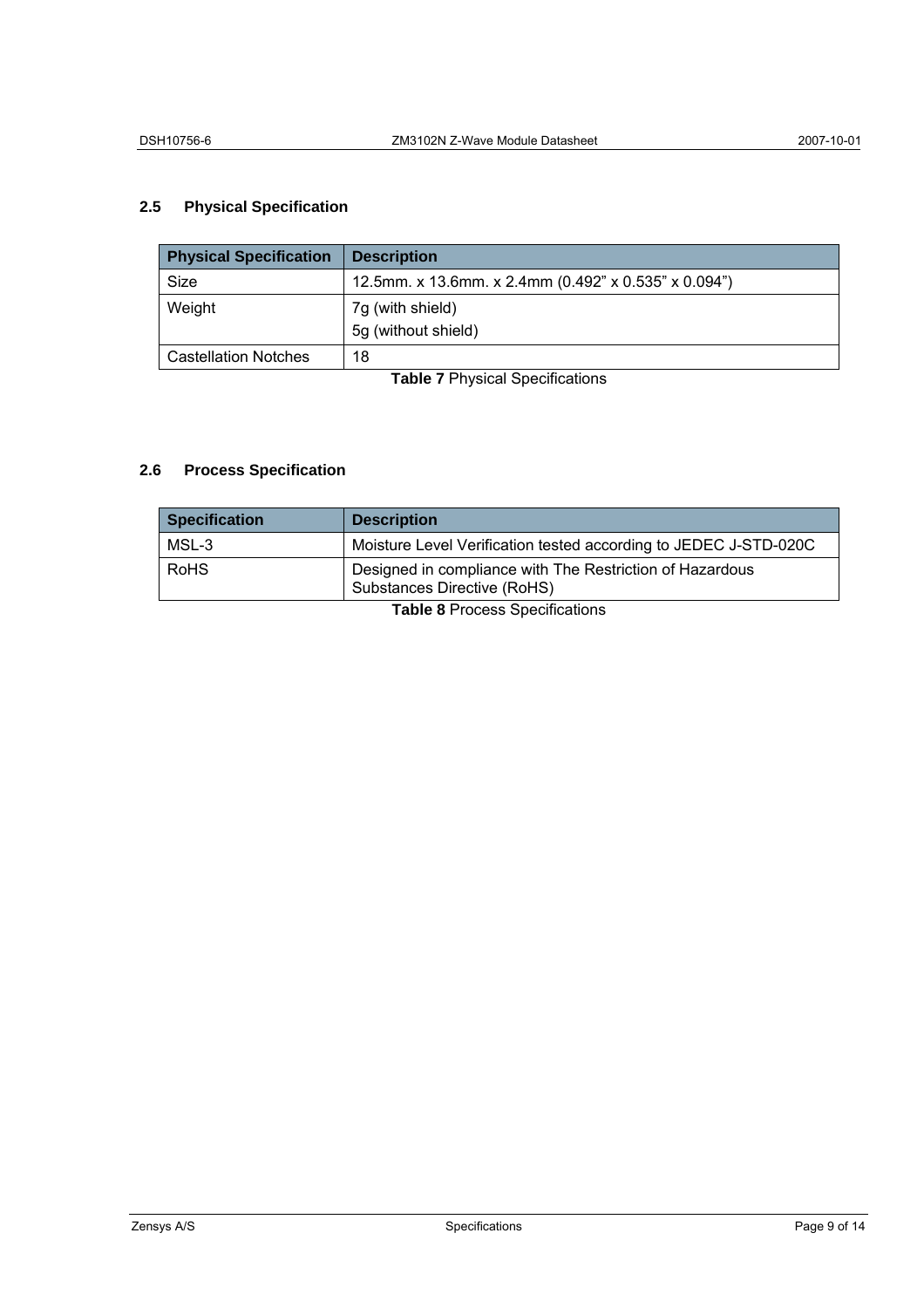## 2.5 Physical Specification

| Physical Specification | Description |
|---|---|
| Size | 12.5mm. x 13.6mm. x 2.4mm (0.492” x 0.535” x 0.094”) |
| Weight | 7g (with shield)<br>5g (without shield) |
| Castellation Notches | 18 |

**Table 7** Physical Specifications

## 2.6 Process Specification

| Specification | Description |
|---|---|
| MSL-3 | Moisture Level Verification tested according to JEDEC J-STD-020C |
| RoHS | Designed in compliance with The Restriction of Hazardous Substances Directive (RoHS) |

**Table 8** Process Specifications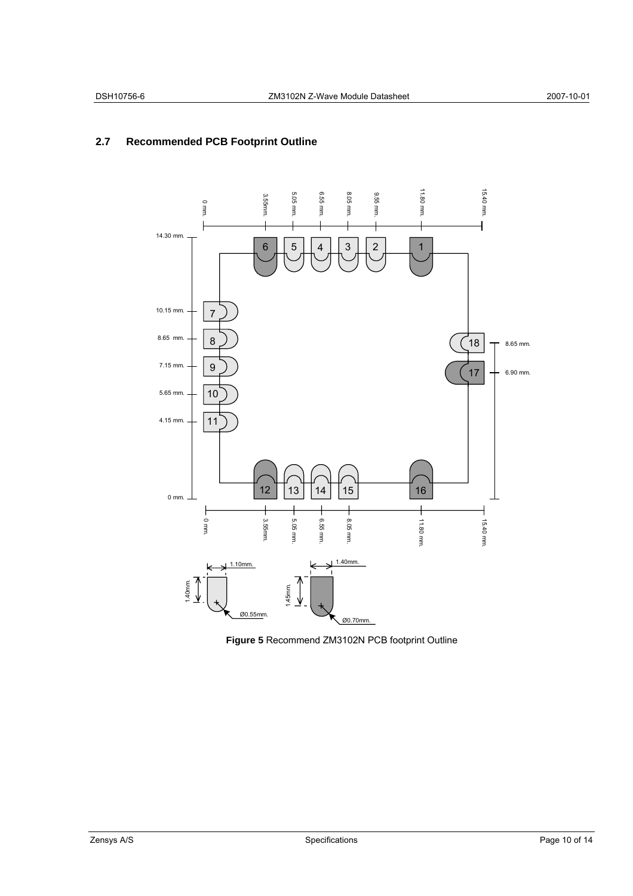## 2.7 Recommended PCB Footprint Outline

**Figure 5** Recommend ZM3102N PCB footprint Outline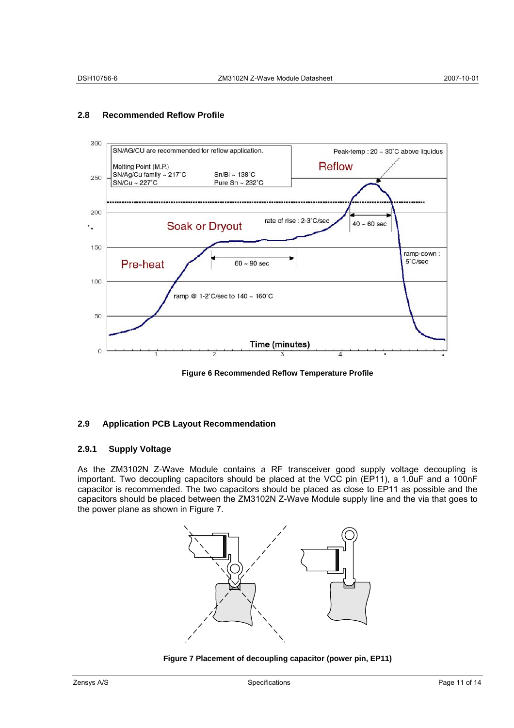## 2.8 Recommended Reflow Profile

Figure 6 Recommended Reflow Temperature Profile

## 2.9 Application PCB Layout Recommendation

### 2.9.1 Supply Voltage

As the ZM3102N Z-Wave Module contains a RF transceiver good supply voltage decoupling is important. Two decoupling capacitors should be placed at the VCC pin (EP11), a 1.0uF and a 100nF capacitor is recommended. The two capacitors should be placed as close to EP11 as possible and the capacitors should be placed between the ZM3102N Z-Wave Module supply line and the via that goes to the power plane as shown in Figure 7.

Figure 7 Placement of decoupling capacitor (power pin, EP11)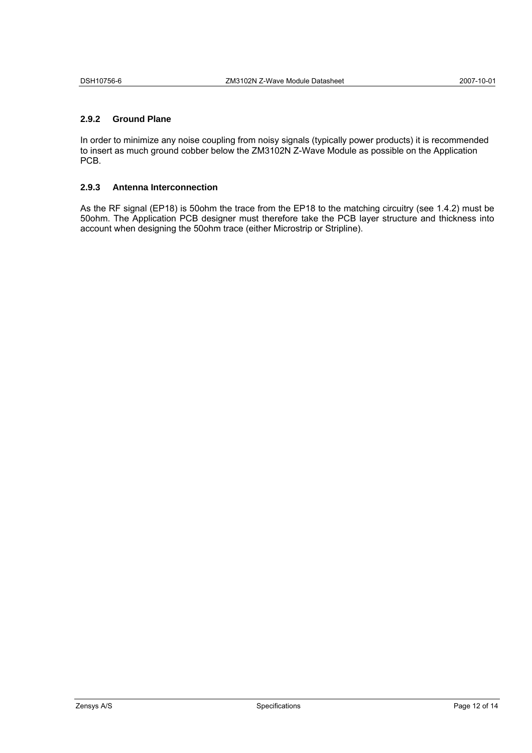### 2.9.2 Ground Plane

In order to minimize any noise coupling from noisy signals (typically power products) it is recommended to insert as much ground cobber below the ZM3102N Z-Wave Module as possible on the Application PCB.

### 2.9.3 Antenna Interconnection

As the RF signal (EP18) is 50ohm the trace from the EP18 to the matching circuitry (see 1.4.2) must be 50ohm. The Application PCB designer must therefore take the PCB layer structure and thickness into account when designing the 50ohm trace (either Microstrip or Stripline).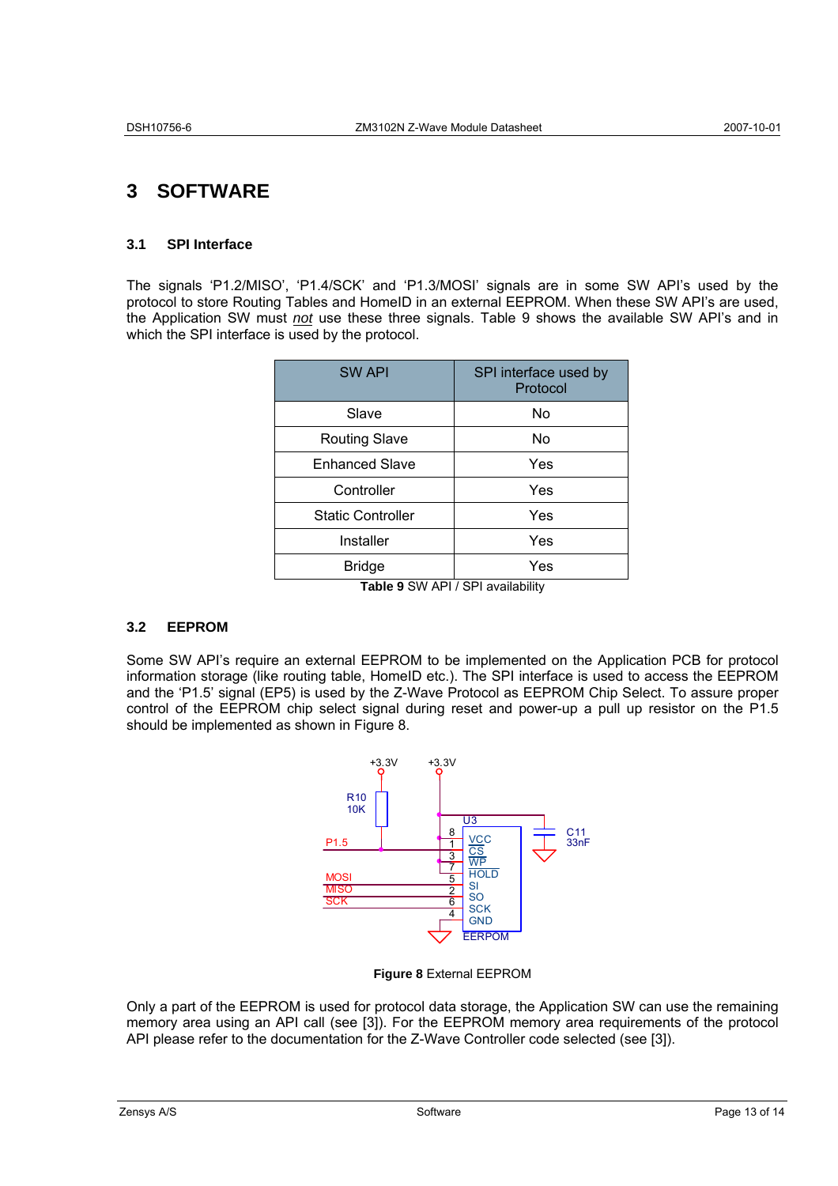# 3 SOFTWARE

## 3.1 SPI Interface

The signals 'P1.2/MISO', 'P1.4/SCK' and 'P1.3/MOSI' signals are in some SW API's used by the protocol to store Routing Tables and HomeID in an external EEPROM. When these SW API's are used, the Application SW must *not* use these three signals. Table 9 shows the available SW API's and in which the SPI interface is used by the protocol.

| SW API | SPI interface used by Protocol |
|---|---|
| Slave | No |
| Routing Slave | No |
| Enhanced Slave | Yes |
| Controller | Yes |
| Static Controller | Yes |
| Installer | Yes |
| Bridge | Yes |

**Table 9** SW API / SPI availability

## 3.2 EEPROM

Some SW API's require an external EEPROM to be implemented on the Application PCB for protocol information storage (like routing table, HomeID etc.). The SPI interface is used to access the EEPROM and the 'P1.5' signal (EP5) is used by the Z-Wave Protocol as EEPROM Chip Select. To assure proper control of the EEPROM chip select signal during reset and power-up a pull up resistor on the P1.5 should be implemented as shown in Figure 8.

**Figure 8** External EEPROM

Only a part of the EEPROM is used for protocol data storage, the Application SW can use the remaining memory area using an API call (see [3]). For the EEPROM memory area requirements of the protocol API please refer to the documentation for the Z-Wave Controller code selected (see [3]).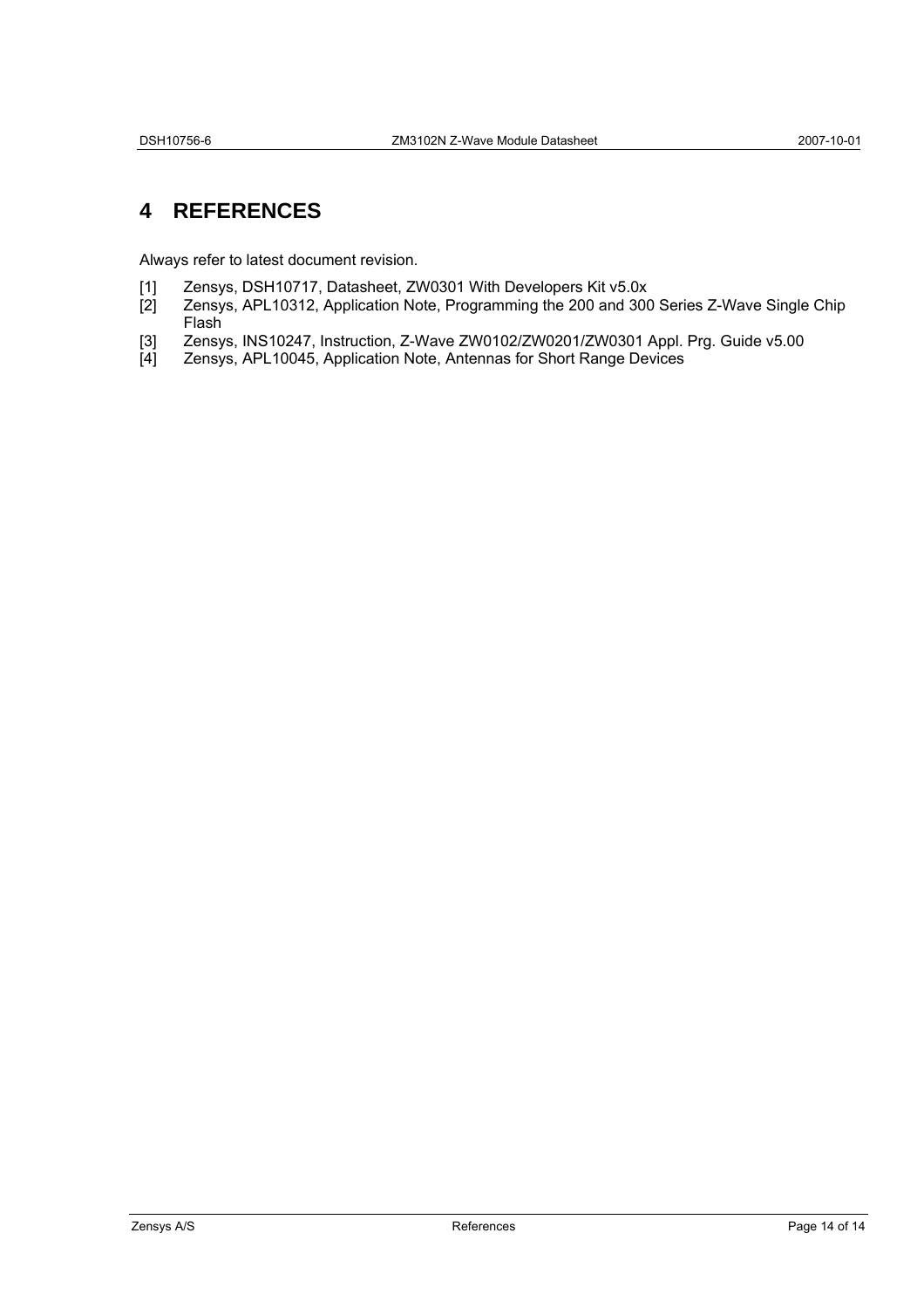# 4 REFERENCES

Always refer to latest document revision.

[1] Zensys, DSH10717, Datasheet, ZW0301 With Developers Kit v5.0x
[2] Zensys, APL10312, Application Note, Programming the 200 and 300 Series Z-Wave Single Chip Flash
[3] Zensys, INS10247, Instruction, Z-Wave ZW0102/ZW0201/ZW0301 Appl. Prg. Guide v5.00
[4] Zensys, APL10045, Application Note, Antennas for Short Range Devices